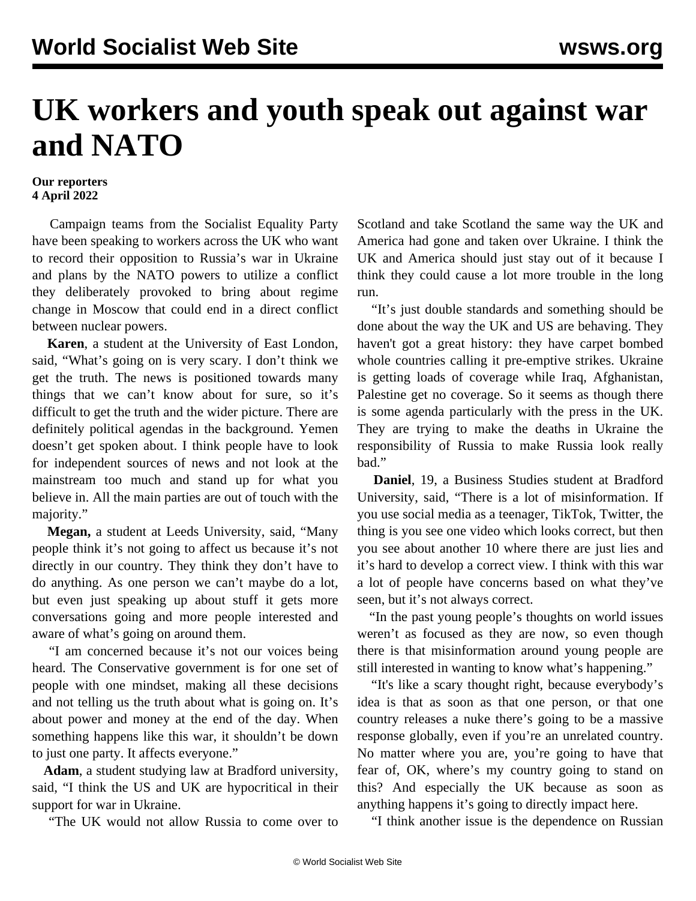# UK workers and youth speak out against war and NATO

**Our reporters**
**4 April 2022**

Campaign teams from the Socialist Equality Party have been speaking to workers across the UK who want to record their opposition to Russia's war in Ukraine and plans by the NATO powers to utilize a conflict they deliberately provoked to bring about regime change in Moscow that could end in a direct conflict between nuclear powers.

**Karen**, a student at the University of East London, said, "What's going on is very scary. I don't think we get the truth. The news is positioned towards many things that we can't know about for sure, so it's difficult to get the truth and the wider picture. There are definitely political agendas in the background. Yemen doesn't get spoken about. I think people have to look for independent sources of news and not look at the mainstream too much and stand up for what you believe in. All the main parties are out of touch with the majority."

**Megan,** a student at Leeds University, said, "Many people think it's not going to affect us because it's not directly in our country. They think they don't have to do anything. As one person we can't maybe do a lot, but even just speaking up about stuff it gets more conversations going and more people interested and aware of what's going on around them.

"I am concerned because it's not our voices being heard. The Conservative government is for one set of people with one mindset, making all these decisions and not telling us the truth about what is going on. It's about power and money at the end of the day. When something happens like this war, it shouldn't be down to just one party. It affects everyone."

**Adam**, a student studying law at Bradford university, said, "I think the US and UK are hypocritical in their support for war in Ukraine.

"The UK would not allow Russia to come over to Scotland and take Scotland the same way the UK and America had gone and taken over Ukraine. I think the UK and America should just stay out of it because I think they could cause a lot more trouble in the long run.

"It's just double standards and something should be done about the way the UK and US are behaving. They haven't got a great history: they have carpet bombed whole countries calling it pre-emptive strikes. Ukraine is getting loads of coverage while Iraq, Afghanistan, Palestine get no coverage. So it seems as though there is some agenda particularly with the press in the UK. They are trying to make the deaths in Ukraine the responsibility of Russia to make Russia look really bad."

**Daniel**, 19, a Business Studies student at Bradford University, said, "There is a lot of misinformation. If you use social media as a teenager, TikTok, Twitter, the thing is you see one video which looks correct, but then you see about another 10 where there are just lies and it's hard to develop a correct view. I think with this war a lot of people have concerns based on what they've seen, but it's not always correct.

"In the past young people's thoughts on world issues weren't as focused as they are now, so even though there is that misinformation around young people are still interested in wanting to know what's happening."

"It's like a scary thought right, because everybody's idea is that as soon as that one person, or that one country releases a nuke there's going to be a massive response globally, even if you're an unrelated country. No matter where you are, you're going to have that fear of, OK, where's my country going to stand on this? And especially the UK because as soon as anything happens it's going to directly impact here.

"I think another issue is the dependence on Russian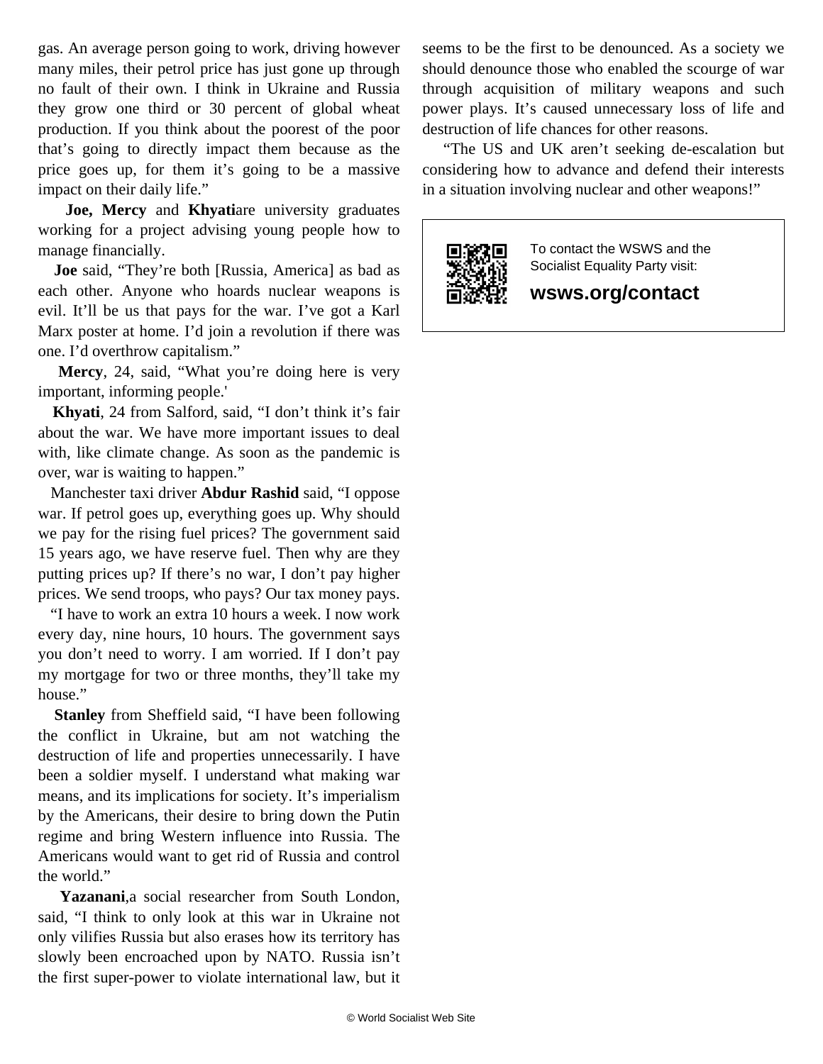gas. An average person going to work, driving however many miles, their petrol price has just gone up through no fault of their own. I think in Ukraine and Russia they grow one third or 30 percent of global wheat production. If you think about the poorest of the poor that's going to directly impact them because as the price goes up, for them it's going to be a massive impact on their daily life."

**Joe, Mercy** and **Khyati**are university graduates working for a project advising young people how to manage financially.

**Joe** said, "They're both [Russia, America] as bad as each other. Anyone who hoards nuclear weapons is evil. It'll be us that pays for the war. I've got a Karl Marx poster at home. I'd join a revolution if there was one. I'd overthrow capitalism."

**Mercy**, 24, said, "What you're doing here is very important, informing people.'

**Khyati**, 24 from Salford, said, "I don't think it's fair about the war. We have more important issues to deal with, like climate change. As soon as the pandemic is over, war is waiting to happen."

Manchester taxi driver **Abdur Rashid** said, "I oppose war. If petrol goes up, everything goes up. Why should we pay for the rising fuel prices? The government said 15 years ago, we have reserve fuel. Then why are they putting prices up? If there's no war, I don't pay higher prices. We send troops, who pays? Our tax money pays.

"I have to work an extra 10 hours a week. I now work every day, nine hours, 10 hours. The government says you don't need to worry. I am worried. If I don't pay my mortgage for two or three months, they'll take my house."

**Stanley** from Sheffield said, "I have been following the conflict in Ukraine, but am not watching the destruction of life and properties unnecessarily. I have been a soldier myself. I understand what making war means, and its implications for society. It's imperialism by the Americans, their desire to bring down the Putin regime and bring Western influence into Russia. The Americans would want to get rid of Russia and control the world."

**Yazanani**,a social researcher from South London, said, "I think to only look at this war in Ukraine not only vilifies Russia but also erases how its territory has slowly been encroached upon by NATO. Russia isn't the first super-power to violate international law, but it seems to be the first to be denounced. As a society we should denounce those who enabled the scourge of war through acquisition of military weapons and such power plays. It's caused unnecessary loss of life and destruction of life chances for other reasons.

"The US and UK aren't seeking de-escalation but considering how to advance and defend their interests in a situation involving nuclear and other weapons!"

To contact the WSWS and the Socialist Equality Party visit:

**wsws.org/contact**